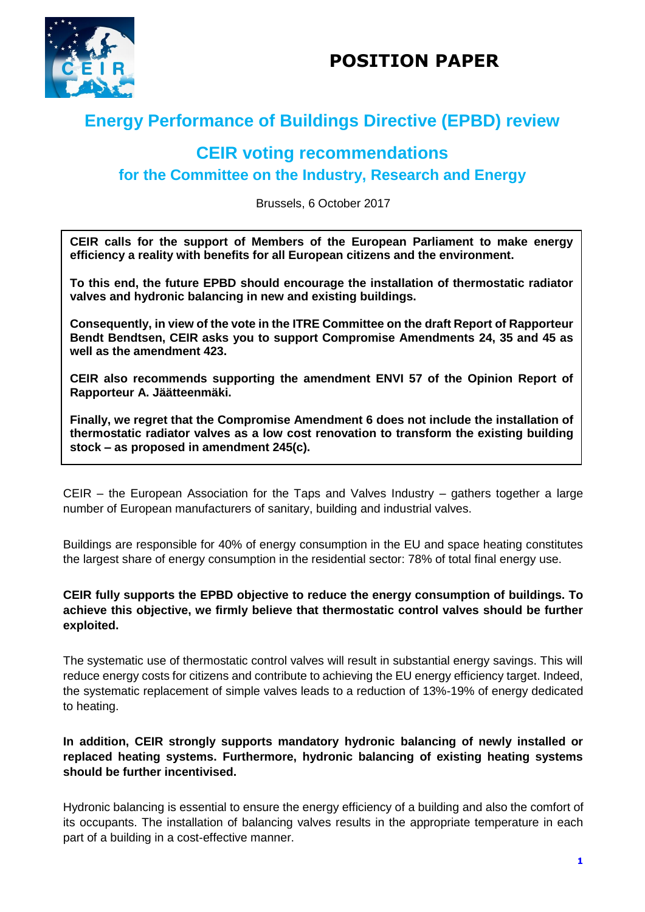# POSITION PAPER

## Energy Performance of Buildings Directive (EPBD) review

## CEIR voting recommendations

### for the Committee on the Industry, Research and Energy

Brussels, 6 October 2017

**CEIR calls for the support of Members of the European Parliament to make energy efficiency a reality with benefits for all European citizens and the environment.**

**To this end, the future EPBD should encourage the installation of thermostatic radiator valves and hydronic balancing in new and existing buildings.**

**Consequently, in view of the vote in the ITRE Committee on the draft Report of Rapporteur Bendt Bendtsen, CEIR asks you to support Compromise Amendments 24, 35 and 45 as well as the amendment 423.**

**CEIR also recommends supporting the amendment ENVI 57 of the Opinion Report of Rapporteur A. Jäätteenmäki.**

**Finally, we regret that the Compromise Amendment 6 does not include the installation of thermostatic radiator valves as a low cost renovation to transform the existing building stock – as proposed in amendment 245(c).**

CEIR – the European Association for the Taps and Valves Industry – gathers together a large number of European manufacturers of sanitary, building and industrial valves.

Buildings are responsible for 40% of energy consumption in the EU and space heating constitutes the largest share of energy consumption in the residential sector: 78% of total final energy use.

**CEIR fully supports the EPBD objective to reduce the energy consumption of buildings. To achieve this objective, we firmly believe that thermostatic control valves should be further exploited.**

The systematic use of thermostatic control valves will result in substantial energy savings. This will reduce energy costs for citizens and contribute to achieving the EU energy efficiency target. Indeed, the systematic replacement of simple valves leads to a reduction of 13%-19% of energy dedicated to heating.

**In addition, CEIR strongly supports mandatory hydronic balancing of newly installed or replaced heating systems. Furthermore, hydronic balancing of existing heating systems should be further incentivised.**

Hydronic balancing is essential to ensure the energy efficiency of a building and also the comfort of its occupants. The installation of balancing valves results in the appropriate temperature in each part of a building in a cost-effective manner.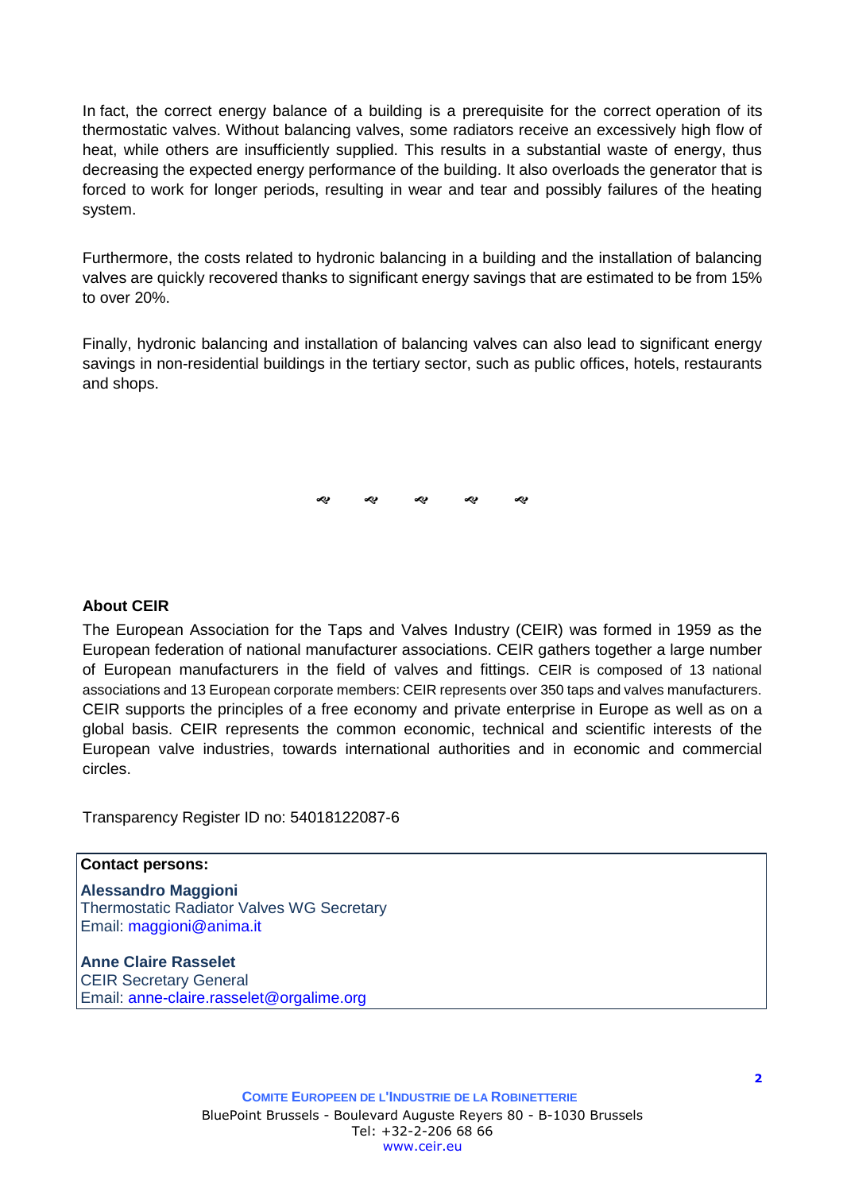In fact, the correct energy balance of a building is a prerequisite for the correct operation of its thermostatic valves. Without balancing valves, some radiators receive an excessively high flow of heat, while others are insufficiently supplied. This results in a substantial waste of energy, thus decreasing the expected energy performance of the building. It also overloads the generator that is forced to work for longer periods, resulting in wear and tear and possibly failures of the heating system.

Furthermore, the costs related to hydronic balancing in a building and the installation of balancing valves are quickly recovered thanks to significant energy savings that are estimated to be from 15% to over 20%.

Finally, hydronic balancing and installation of balancing valves can also lead to significant energy savings in non-residential buildings in the tertiary sector, such as public offices, hotels, restaurants and shops.

**About CEIR**

The European Association for the Taps and Valves Industry (CEIR) was formed in 1959 as the European federation of national manufacturer associations. CEIR gathers together a large number of European manufacturers in the field of valves and fittings. CEIR is composed of 13 national associations and 13 European corporate members: CEIR represents over 350 taps and valves manufacturers. CEIR supports the principles of a free economy and private enterprise in Europe as well as on a global basis. CEIR represents the common economic, technical and scientific interests of the European valve industries, towards international authorities and in economic and commercial circles.

Transparency Register ID no: 54018122087-6

**Contact persons:**

**Alessandro Maggioni**
Thermostatic Radiator Valves WG Secretary
Email: maggioni@anima.it

**Anne Claire Rasselet**
CEIR Secretary General
Email: anne-claire.rasselet@orgalime.org

COMITE EUROPEEN DE L'INDUSTRIE DE LA ROBINETTERIE
BluePoint Brussels - Boulevard Auguste Reyers 80 - B-1030 Brussels
Tel: +32-2-206 68 66
www.ceir.eu